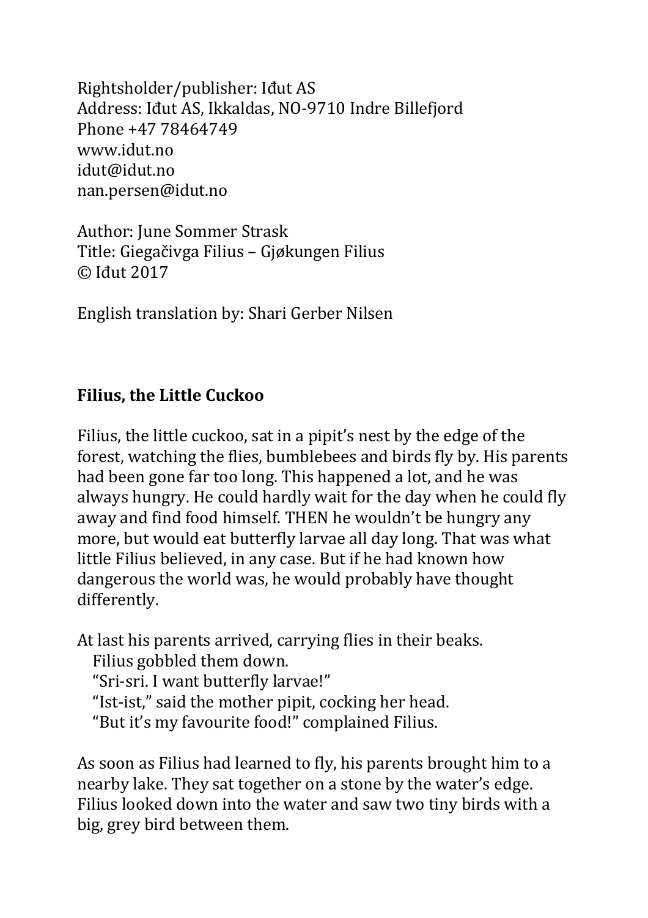Rightsholder/publisher: Iđut AS
Address: Iđut AS, Ikkaldas, NO-9710 Indre Billefjord
Phone +47 78464749
www.idut.no
idut@idut.no
nan.persen@idut.no

Author: June Sommer Strask
Title: Giegačivga Filius – Gjøkungen Filius
© Iđut 2017

English translation by: Shari Gerber Nilsen

**Filius, the Little Cuckoo**

Filius, the little cuckoo, sat in a pipit's nest by the edge of the forest, watching the flies, bumblebees and birds fly by. His parents had been gone far too long. This happened a lot, and he was always hungry. He could hardly wait for the day when he could fly away and find food himself. THEN he wouldn't be hungry any more, but would eat butterfly larvae all day long. That was what little Filius believed, in any case. But if he had known how dangerous the world was, he would probably have thought differently.

At last his parents arrived, carrying flies in their beaks.
Filius gobbled them down.
"Sri-sri. I want butterfly larvae!"
"Ist-ist," said the mother pipit, cocking her head.
"But it's my favourite food!" complained Filius.

As soon as Filius had learned to fly, his parents brought him to a nearby lake. They sat together on a stone by the water's edge. Filius looked down into the water and saw two tiny birds with a big, grey bird between them.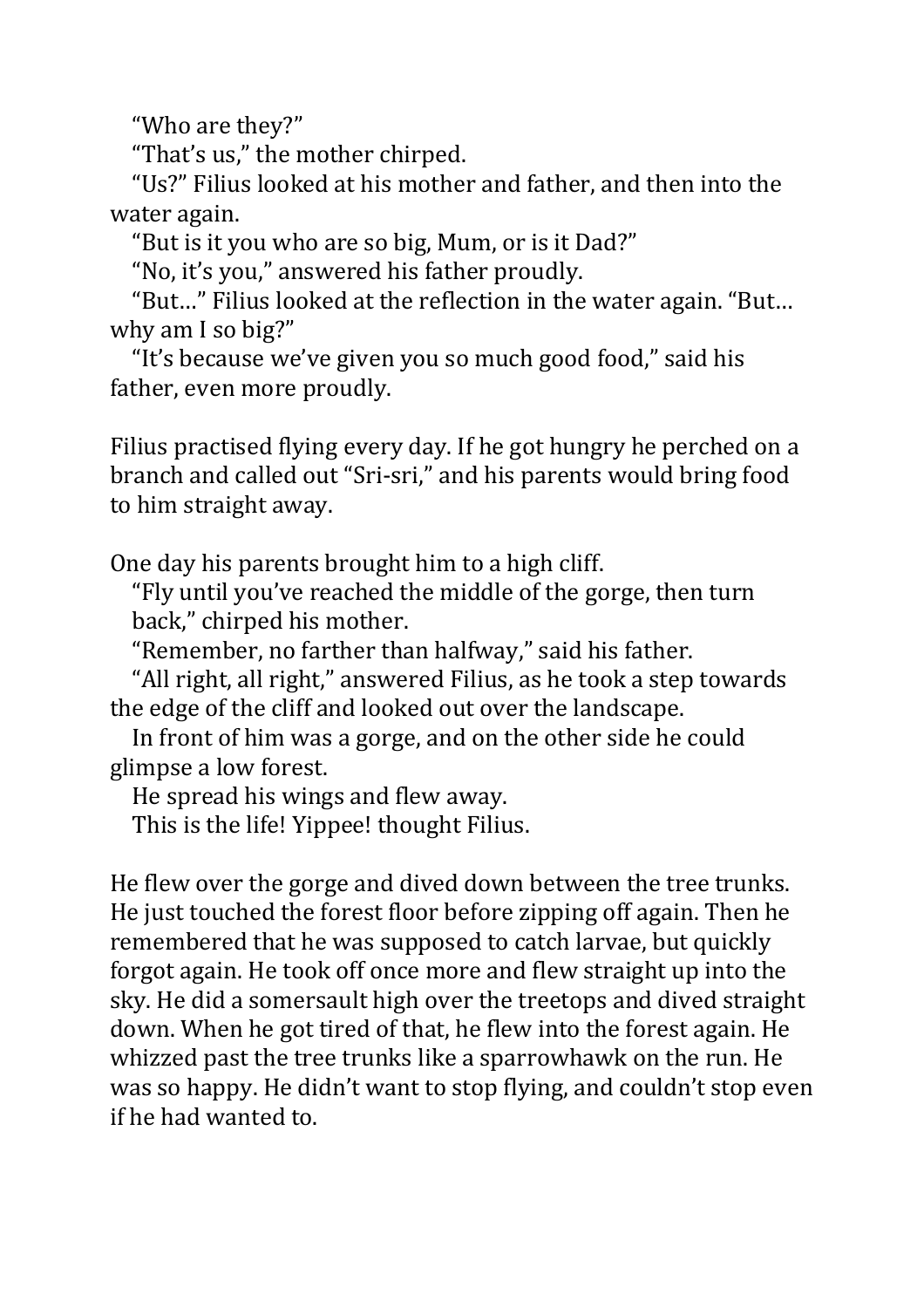"Who are they?"

"That's us," the mother chirped.

"Us?" Filius looked at his mother and father, and then into the water again.

"But is it you who are so big, Mum, or is it Dad?"

"No, it's you," answered his father proudly.

"But…" Filius looked at the reflection in the water again. "But… why am I so big?"

"It's because we've given you so much good food," said his father, even more proudly.

Filius practised flying every day. If he got hungry he perched on a branch and called out "Sri-sri," and his parents would bring food to him straight away.

One day his parents brought him to a high cliff.

"Fly until you've reached the middle of the gorge, then turn back," chirped his mother.

"Remember, no farther than halfway," said his father.

"All right, all right," answered Filius, as he took a step towards the edge of the cliff and looked out over the landscape.

In front of him was a gorge, and on the other side he could glimpse a low forest.

He spread his wings and flew away.

This is the life! Yippee! thought Filius.

He flew over the gorge and dived down between the tree trunks. He just touched the forest floor before zipping off again. Then he remembered that he was supposed to catch larvae, but quickly forgot again. He took off once more and flew straight up into the sky. He did a somersault high over the treetops and dived straight down. When he got tired of that, he flew into the forest again. He whizzed past the tree trunks like a sparrowhawk on the run. He was so happy. He didn't want to stop flying, and couldn't stop even if he had wanted to.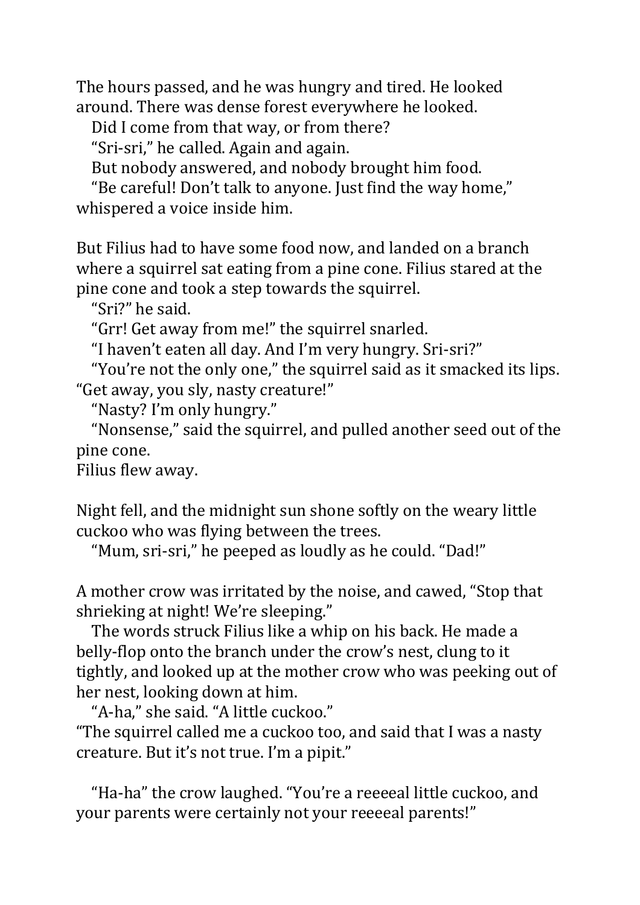The hours passed, and he was hungry and tired. He looked around. There was dense forest everywhere he looked.

Did I come from that way, or from there?

"Sri-sri," he called. Again and again.

But nobody answered, and nobody brought him food.

"Be careful! Don't talk to anyone. Just find the way home," whispered a voice inside him.

But Filius had to have some food now, and landed on a branch where a squirrel sat eating from a pine cone. Filius stared at the pine cone and took a step towards the squirrel.

"Sri?" he said.

"Grr! Get away from me!" the squirrel snarled.

"I haven't eaten all day. And I'm very hungry. Sri-sri?"

"You're not the only one," the squirrel said as it smacked its lips. "Get away, you sly, nasty creature!"

"Nasty? I'm only hungry."

"Nonsense," said the squirrel, and pulled another seed out of the pine cone.

Filius flew away.

Night fell, and the midnight sun shone softly on the weary little cuckoo who was flying between the trees.

"Mum, sri-sri," he peeped as loudly as he could. "Dad!"

A mother crow was irritated by the noise, and cawed, "Stop that shrieking at night! We're sleeping."

The words struck Filius like a whip on his back. He made a belly-flop onto the branch under the crow's nest, clung to it tightly, and looked up at the mother crow who was peeking out of her nest, looking down at him.

"A-ha," she said. "A little cuckoo."

"The squirrel called me a cuckoo too, and said that I was a nasty creature. But it's not true. I'm a pipit."

"Ha-ha" the crow laughed. "You're a reeeeal little cuckoo, and your parents were certainly not your reeeeal parents!"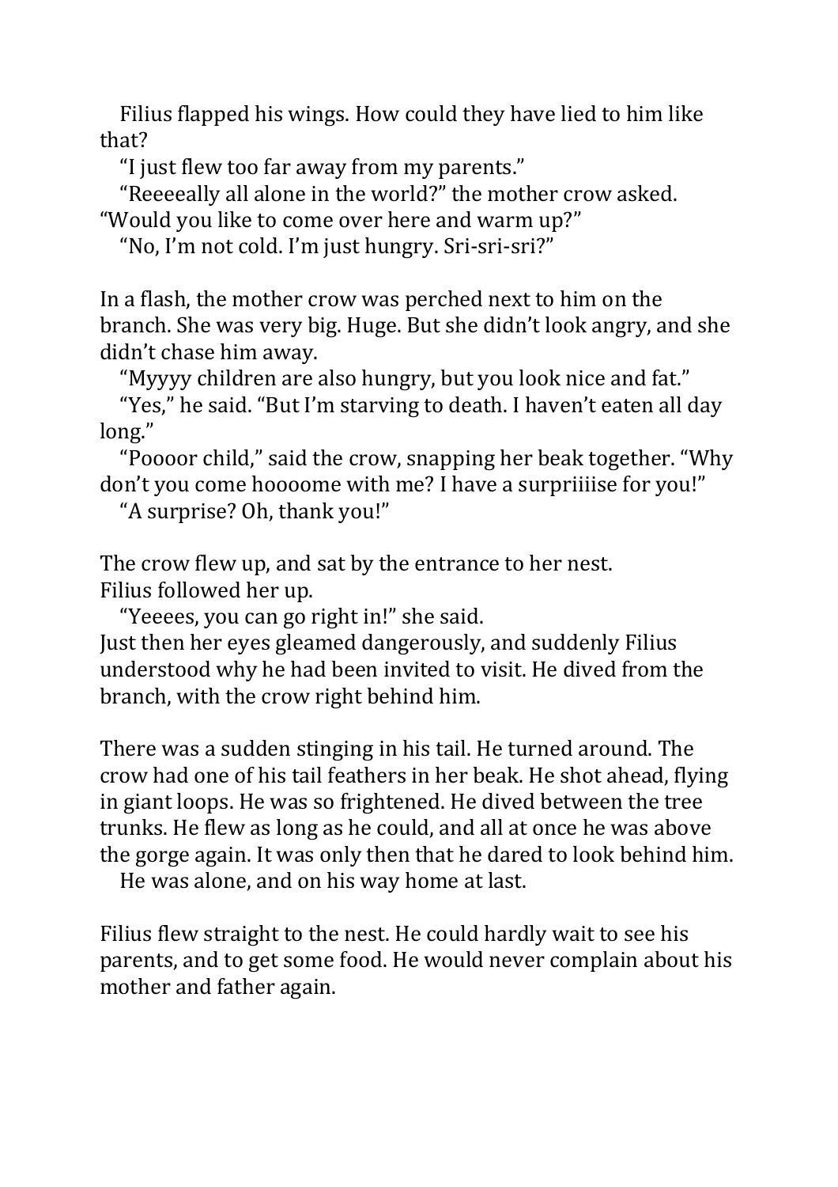Filius flapped his wings. How could they have lied to him like that?

"I just flew too far away from my parents."

"Reeeeally all alone in the world?" the mother crow asked. "Would you like to come over here and warm up?"

"No, I'm not cold. I'm just hungry. Sri-sri-sri?"

In a flash, the mother crow was perched next to him on the branch. She was very big. Huge. But she didn't look angry, and she didn't chase him away.

"Myyyy children are also hungry, but you look nice and fat."

"Yes," he said. "But I'm starving to death. I haven't eaten all day long."

"Poooor child," said the crow, snapping her beak together. "Why don't you come hoooome with me? I have a surpriiiise for you!"

"A surprise? Oh, thank you!"

The crow flew up, and sat by the entrance to her nest.
Filius followed her up.

"Yeeees, you can go right in!" she said.
Just then her eyes gleamed dangerously, and suddenly Filius understood why he had been invited to visit. He dived from the branch, with the crow right behind him.

There was a sudden stinging in his tail. He turned around. The crow had one of his tail feathers in her beak. He shot ahead, flying in giant loops. He was so frightened. He dived between the tree trunks. He flew as long as he could, and all at once he was above the gorge again. It was only then that he dared to look behind him.

He was alone, and on his way home at last.

Filius flew straight to the nest. He could hardly wait to see his parents, and to get some food. He would never complain about his mother and father again.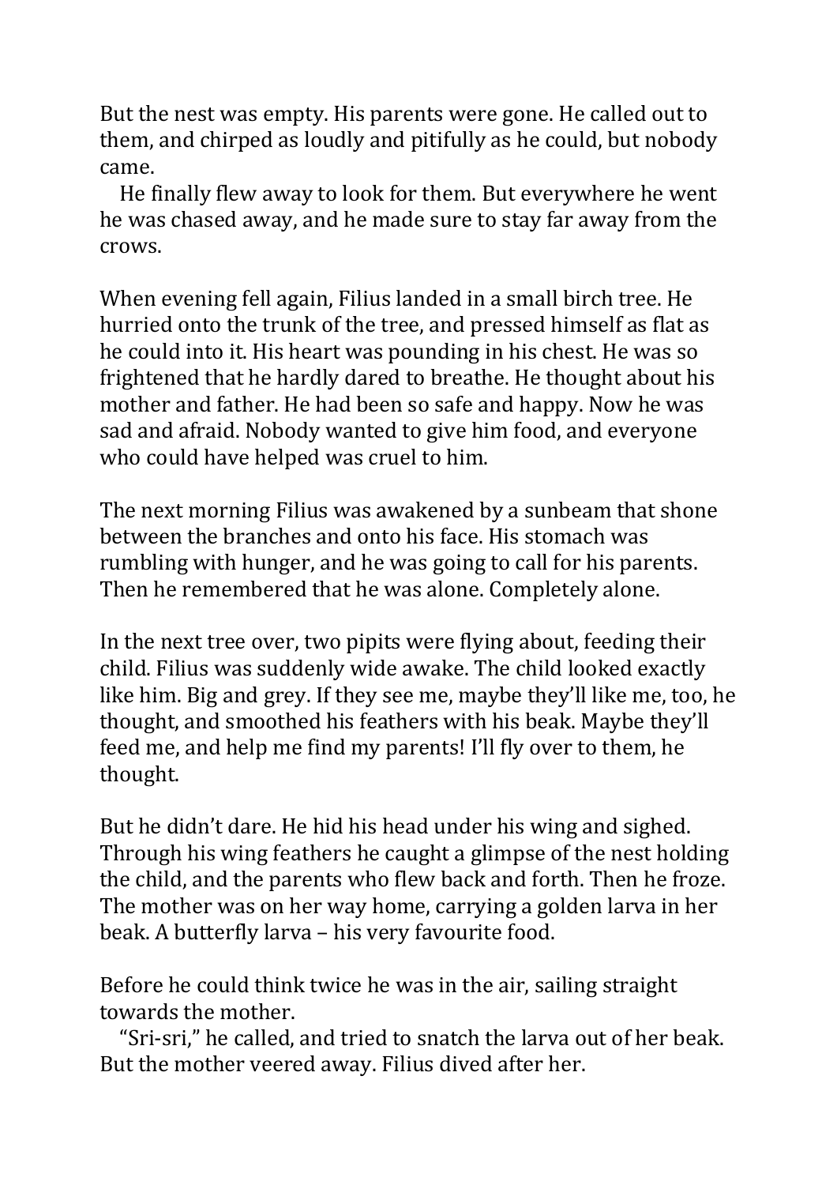But the nest was empty. His parents were gone. He called out to them, and chirped as loudly and pitifully as he could, but nobody came.

He finally flew away to look for them. But everywhere he went he was chased away, and he made sure to stay far away from the crows.

When evening fell again, Filius landed in a small birch tree. He hurried onto the trunk of the tree, and pressed himself as flat as he could into it. His heart was pounding in his chest. He was so frightened that he hardly dared to breathe. He thought about his mother and father. He had been so safe and happy. Now he was sad and afraid. Nobody wanted to give him food, and everyone who could have helped was cruel to him.

The next morning Filius was awakened by a sunbeam that shone between the branches and onto his face. His stomach was rumbling with hunger, and he was going to call for his parents. Then he remembered that he was alone. Completely alone.

In the next tree over, two pipits were flying about, feeding their child. Filius was suddenly wide awake. The child looked exactly like him. Big and grey. If they see me, maybe they'll like me, too, he thought, and smoothed his feathers with his beak. Maybe they'll feed me, and help me find my parents! I'll fly over to them, he thought.

But he didn't dare. He hid his head under his wing and sighed. Through his wing feathers he caught a glimpse of the nest holding the child, and the parents who flew back and forth. Then he froze. The mother was on her way home, carrying a golden larva in her beak. A butterfly larva – his very favourite food.

Before he could think twice he was in the air, sailing straight towards the mother.

"Sri-sri," he called, and tried to snatch the larva out of her beak. But the mother veered away. Filius dived after her.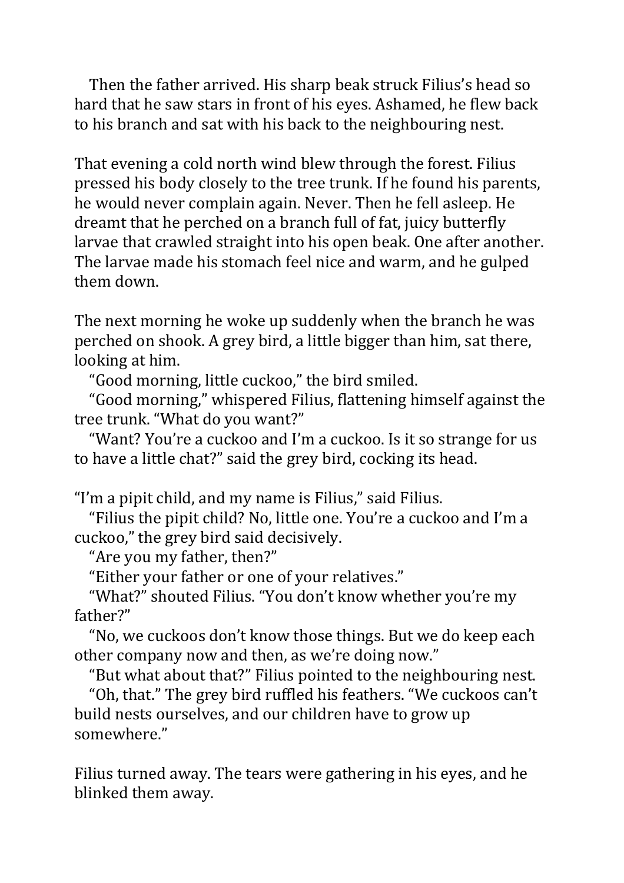Then the father arrived. His sharp beak struck Filius's head so hard that he saw stars in front of his eyes. Ashamed, he flew back to his branch and sat with his back to the neighbouring nest.

That evening a cold north wind blew through the forest. Filius pressed his body closely to the tree trunk. If he found his parents, he would never complain again. Never. Then he fell asleep. He dreamt that he perched on a branch full of fat, juicy butterfly larvae that crawled straight into his open beak. One after another. The larvae made his stomach feel nice and warm, and he gulped them down.

The next morning he woke up suddenly when the branch he was perched on shook. A grey bird, a little bigger than him, sat there, looking at him.

"Good morning, little cuckoo," the bird smiled.

"Good morning," whispered Filius, flattening himself against the tree trunk. "What do you want?"

"Want? You're a cuckoo and I'm a cuckoo. Is it so strange for us to have a little chat?" said the grey bird, cocking its head.

"I'm a pipit child, and my name is Filius," said Filius.

"Filius the pipit child? No, little one. You're a cuckoo and I'm a cuckoo," the grey bird said decisively.

"Are you my father, then?"

"Either your father or one of your relatives."

"What?" shouted Filius. "You don't know whether you're my father?"

"No, we cuckoos don't know those things. But we do keep each other company now and then, as we're doing now."

"But what about that?" Filius pointed to the neighbouring nest.

"Oh, that." The grey bird ruffled his feathers. "We cuckoos can't build nests ourselves, and our children have to grow up somewhere."

Filius turned away. The tears were gathering in his eyes, and he blinked them away.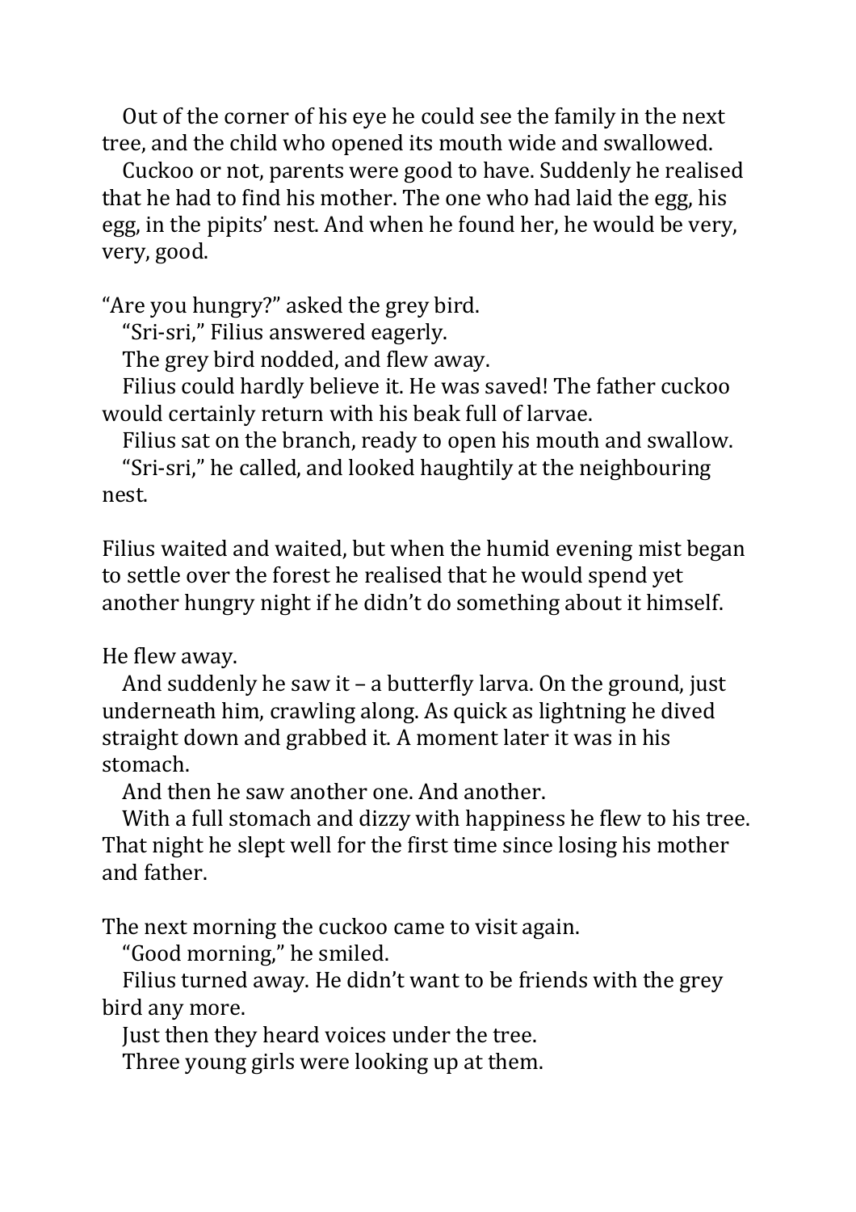Out of the corner of his eye he could see the family in the next tree, and the child who opened its mouth wide and swallowed.

Cuckoo or not, parents were good to have. Suddenly he realised that he had to find his mother. The one who had laid the egg, his egg, in the pipits' nest. And when he found her, he would be very, very, good.

"Are you hungry?" asked the grey bird.

"Sri-sri," Filius answered eagerly.

The grey bird nodded, and flew away.

Filius could hardly believe it. He was saved! The father cuckoo would certainly return with his beak full of larvae.

Filius sat on the branch, ready to open his mouth and swallow.

"Sri-sri," he called, and looked haughtily at the neighbouring nest.

Filius waited and waited, but when the humid evening mist began to settle over the forest he realised that he would spend yet another hungry night if he didn't do something about it himself.

He flew away.

And suddenly he saw it – a butterfly larva. On the ground, just underneath him, crawling along. As quick as lightning he dived straight down and grabbed it. A moment later it was in his stomach.

And then he saw another one. And another.

With a full stomach and dizzy with happiness he flew to his tree. That night he slept well for the first time since losing his mother and father.

The next morning the cuckoo came to visit again.

"Good morning," he smiled.

Filius turned away. He didn't want to be friends with the grey bird any more.

Just then they heard voices under the tree.

Three young girls were looking up at them.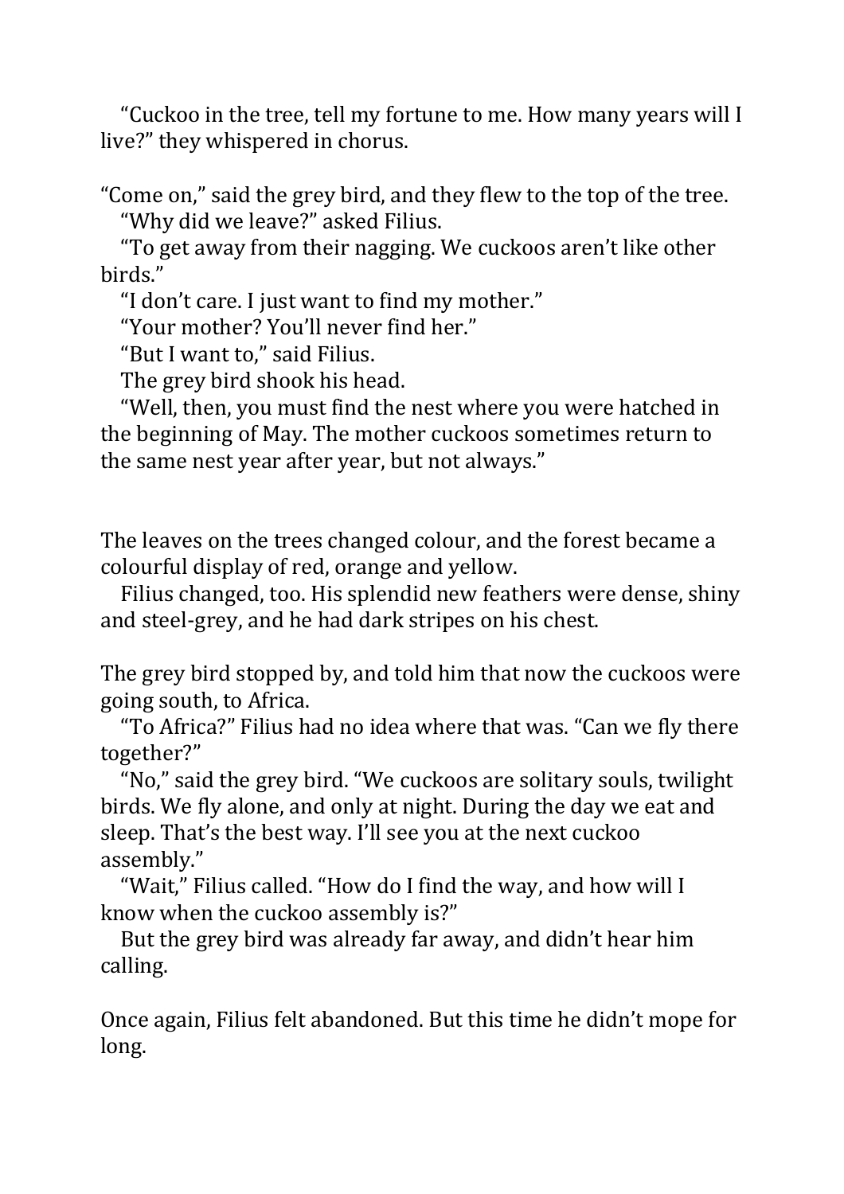"Cuckoo in the tree, tell my fortune to me. How many years will I live?" they whispered in chorus.

"Come on," said the grey bird, and they flew to the top of the tree.

"Why did we leave?" asked Filius.

"To get away from their nagging. We cuckoos aren't like other birds."

"I don't care. I just want to find my mother."

"Your mother? You'll never find her."

"But I want to," said Filius.

The grey bird shook his head.

"Well, then, you must find the nest where you were hatched in the beginning of May. The mother cuckoos sometimes return to the same nest year after year, but not always."

The leaves on the trees changed colour, and the forest became a colourful display of red, orange and yellow.

Filius changed, too. His splendid new feathers were dense, shiny and steel-grey, and he had dark stripes on his chest.

The grey bird stopped by, and told him that now the cuckoos were going south, to Africa.

"To Africa?" Filius had no idea where that was. "Can we fly there together?"

"No," said the grey bird. "We cuckoos are solitary souls, twilight birds. We fly alone, and only at night. During the day we eat and sleep. That's the best way. I'll see you at the next cuckoo assembly."

"Wait," Filius called. "How do I find the way, and how will I know when the cuckoo assembly is?"

But the grey bird was already far away, and didn't hear him calling.

Once again, Filius felt abandoned. But this time he didn't mope for long.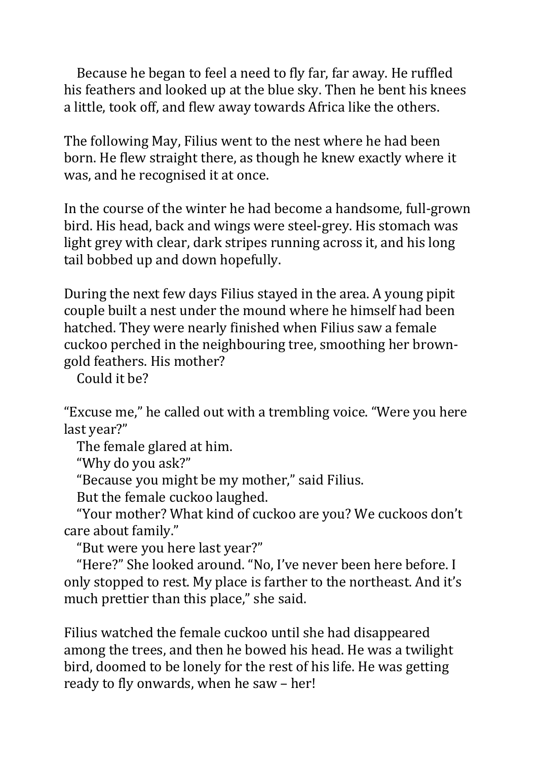Because he began to feel a need to fly far, far away. He ruffled his feathers and looked up at the blue sky. Then he bent his knees a little, took off, and flew away towards Africa like the others.

The following May, Filius went to the nest where he had been born. He flew straight there, as though he knew exactly where it was, and he recognised it at once.

In the course of the winter he had become a handsome, full-grown bird. His head, back and wings were steel-grey. His stomach was light grey with clear, dark stripes running across it, and his long tail bobbed up and down hopefully.

During the next few days Filius stayed in the area. A young pipit couple built a nest under the mound where he himself had been hatched. They were nearly finished when Filius saw a female cuckoo perched in the neighbouring tree, smoothing her brown-gold feathers. His mother?

Could it be?

"Excuse me," he called out with a trembling voice. "Were you here last year?"

The female glared at him.

"Why do you ask?"

"Because you might be my mother," said Filius.

But the female cuckoo laughed.

"Your mother? What kind of cuckoo are you? We cuckoos don't care about family."

"But were you here last year?"

"Here?" She looked around. "No, I've never been here before. I only stopped to rest. My place is farther to the northeast. And it's much prettier than this place," she said.

Filius watched the female cuckoo until she had disappeared among the trees, and then he bowed his head. He was a twilight bird, doomed to be lonely for the rest of his life. He was getting ready to fly onwards, when he saw – her!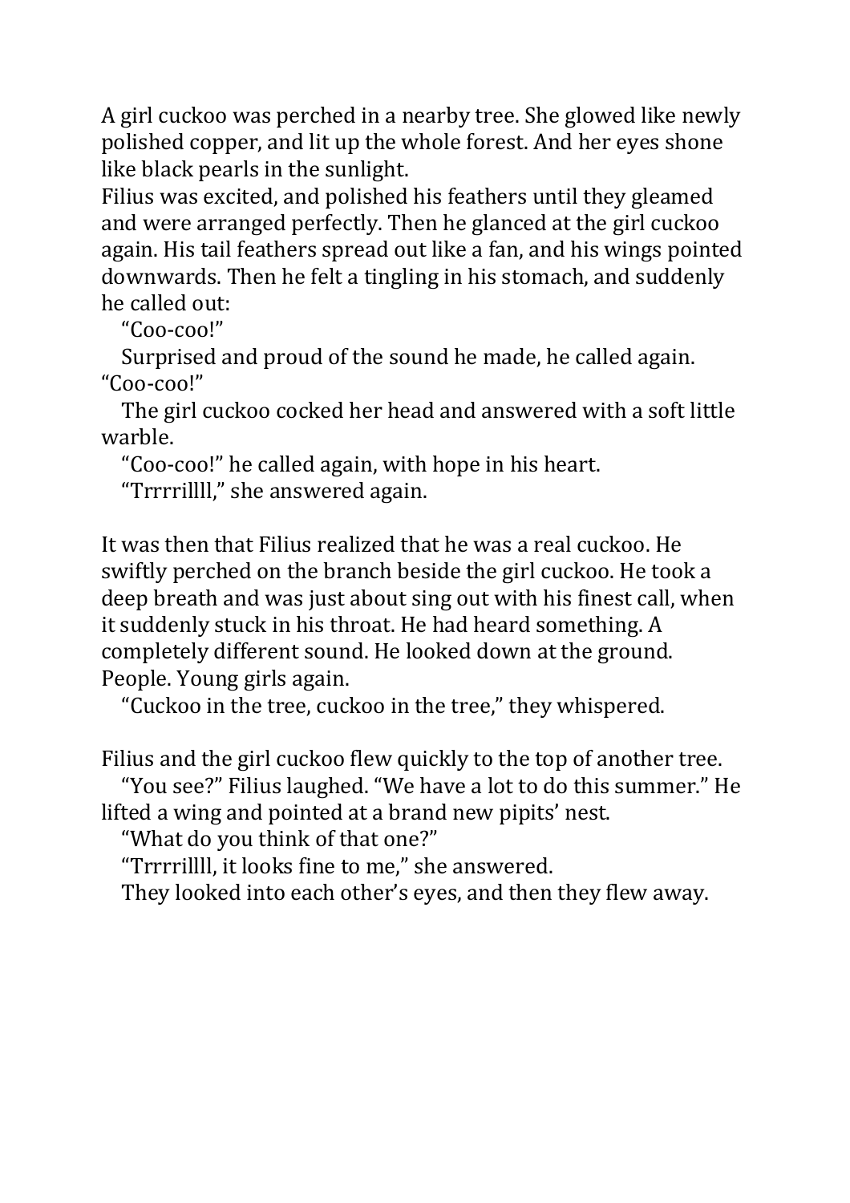A girl cuckoo was perched in a nearby tree. She glowed like newly polished copper, and lit up the whole forest. And her eyes shone like black pearls in the sunlight.

Filius was excited, and polished his feathers until they gleamed and were arranged perfectly. Then he glanced at the girl cuckoo again. His tail feathers spread out like a fan, and his wings pointed downwards. Then he felt a tingling in his stomach, and suddenly he called out:

"Coo-coo!"

Surprised and proud of the sound he made, he called again. "Coo-coo!"

The girl cuckoo cocked her head and answered with a soft little warble.

"Coo-coo!" he called again, with hope in his heart.

"Trrrrillll," she answered again.

It was then that Filius realized that he was a real cuckoo. He swiftly perched on the branch beside the girl cuckoo. He took a deep breath and was just about sing out with his finest call, when it suddenly stuck in his throat. He had heard something. A completely different sound. He looked down at the ground. People. Young girls again.

"Cuckoo in the tree, cuckoo in the tree," they whispered.

Filius and the girl cuckoo flew quickly to the top of another tree.

"You see?" Filius laughed. "We have a lot to do this summer." He lifted a wing and pointed at a brand new pipits' nest.

"What do you think of that one?"

"Trrrrillll, it looks fine to me," she answered.

They looked into each other's eyes, and then they flew away.